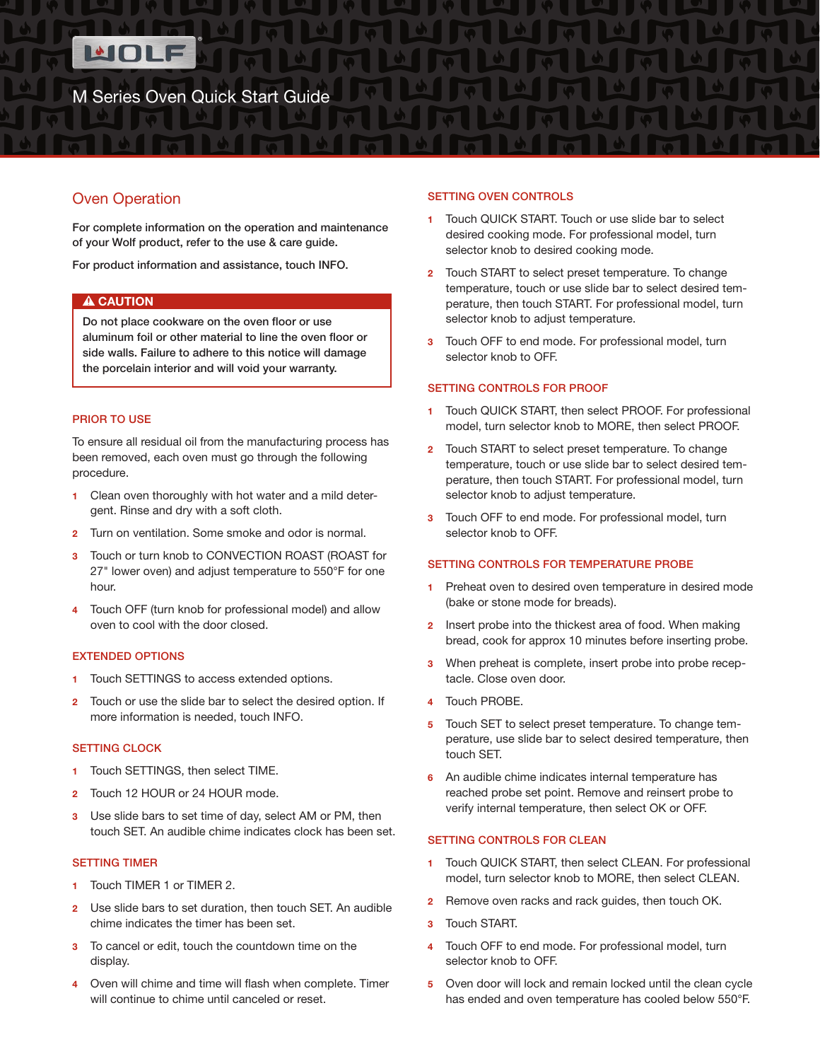# M Series Oven Quick Start Guide

## Oven Operation

**For complete information on the operation and maintenance of your Wolf product, refer to the use & care guide.**

**For product information and assistance, touch INFO.**

> **⚠ CAUTION**
>
> **Do not place cookware on the oven floor or use aluminum foil or other material to line the oven floor or side walls. Failure to adhere to this notice will damage the porcelain interior and will void your warranty.**

### PRIOR TO USE

To ensure all residual oil from the manufacturing process has been removed, each oven must go through the following procedure.

1. Clean oven thoroughly with hot water and a mild detergent. Rinse and dry with a soft cloth.
2. Turn on ventilation. Some smoke and odor is normal.
3. Touch or turn knob to CONVECTION ROAST (ROAST for 27" lower oven) and adjust temperature to 550°F for one hour.
4. Touch OFF (turn knob for professional model) and allow oven to cool with the door closed.

### EXTENDED OPTIONS

1. Touch SETTINGS to access extended options.
2. Touch or use the slide bar to select the desired option. If more information is needed, touch INFO.

### SETTING CLOCK

1. Touch SETTINGS, then select TIME.
2. Touch 12 HOUR or 24 HOUR mode.
3. Use slide bars to set time of day, select AM or PM, then touch SET. An audible chime indicates clock has been set.

### SETTING TIMER

1. Touch TIMER 1 or TIMER 2.
2. Use slide bars to set duration, then touch SET. An audible chime indicates the timer has been set.
3. To cancel or edit, touch the countdown time on the display.
4. Oven will chime and time will flash when complete. Timer will continue to chime until canceled or reset.

### SETTING OVEN CONTROLS

1. Touch QUICK START. Touch or use slide bar to select desired cooking mode. For professional model, turn selector knob to desired cooking mode.
2. Touch START to select preset temperature. To change temperature, touch or use slide bar to select desired temperature, then touch START. For professional model, turn selector knob to adjust temperature.
3. Touch OFF to end mode. For professional model, turn selector knob to OFF.

### SETTING CONTROLS FOR PROOF

1. Touch QUICK START, then select PROOF. For professional model, turn selector knob to MORE, then select PROOF.
2. Touch START to select preset temperature. To change temperature, touch or use slide bar to select desired temperature, then touch START. For professional model, turn selector knob to adjust temperature.
3. Touch OFF to end mode. For professional model, turn selector knob to OFF.

### SETTING CONTROLS FOR TEMPERATURE PROBE

1. Preheat oven to desired oven temperature in desired mode (bake or stone mode for breads).
2. Insert probe into the thickest area of food. When making bread, cook for approx 10 minutes before inserting probe.
3. When preheat is complete, insert probe into probe receptacle. Close oven door.
4. Touch PROBE.
5. Touch SET to select preset temperature. To change temperature, use slide bar to select desired temperature, then touch SET.
6. An audible chime indicates internal temperature has reached probe set point. Remove and reinsert probe to verify internal temperature, then select OK or OFF.

### SETTING CONTROLS FOR CLEAN

1. Touch QUICK START, then select CLEAN. For professional model, turn selector knob to MORE, then select CLEAN.
2. Remove oven racks and rack guides, then touch OK.
3. Touch START.
4. Touch OFF to end mode. For professional model, turn selector knob to OFF.
5. Oven door will lock and remain locked until the clean cycle has ended and oven temperature has cooled below 550°F.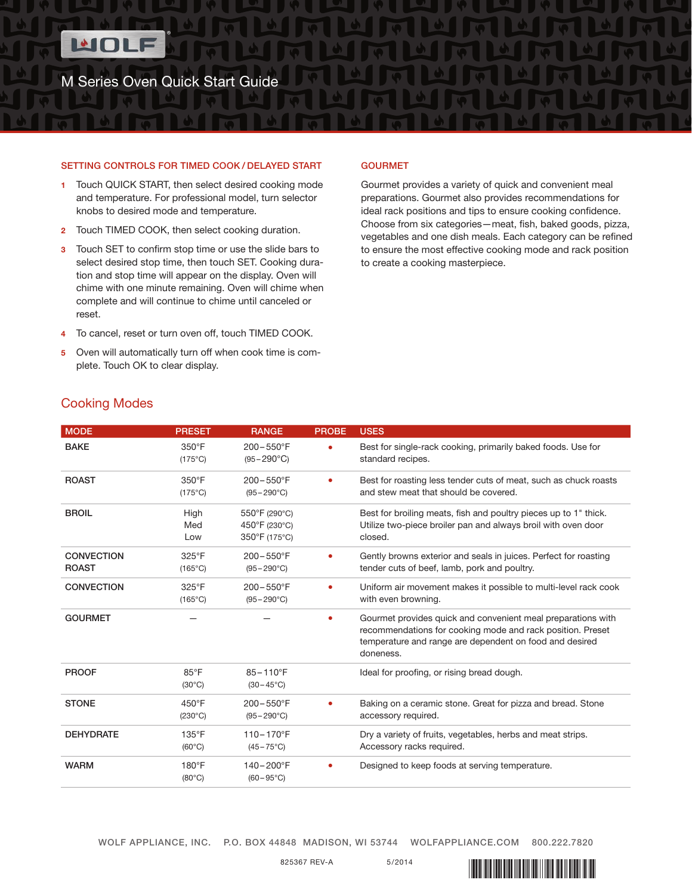# M Series Oven Quick Start Guide

## SETTING CONTROLS FOR TIMED COOK / DELAYED START

1. Touch QUICK START, then select desired cooking mode and temperature. For professional model, turn selector knobs to desired mode and temperature.
2. Touch TIMED COOK, then select cooking duration.
3. Touch SET to confirm stop time or use the slide bars to select desired stop time, then touch SET. Cooking duration and stop time will appear on the display. Oven will chime with one minute remaining. Oven will chime when complete and will continue to chime until canceled or reset.
4. To cancel, reset or turn oven off, touch TIMED COOK.
5. Oven will automatically turn off when cook time is complete. Touch OK to clear display.

## GOURMET

Gourmet provides a variety of quick and convenient meal preparations. Gourmet also provides recommendations for ideal rack positions and tips to ensure cooking confidence. Choose from six categories—meat, fish, baked goods, pizza, vegetables and one dish meals. Each category can be refined to ensure the most effective cooking mode and rack position to create a cooking masterpiece.

## Cooking Modes

| MODE | PRESET | RANGE | PROBE | USES |
|---|---|---|---|---|
| BAKE | 350°F (175°C) | 200–550°F (95–290°C) | • | Best for single-rack cooking, primarily baked foods. Use for standard recipes. |
| ROAST | 350°F (175°C) | 200–550°F (95–290°C) | • | Best for roasting less tender cuts of meat, such as chuck roasts and stew meat that should be covered. |
| BROIL | High<br>Med<br>Low | 550°F (290°C)<br>450°F (230°C)<br>350°F (175°C) | | Best for broiling meats, fish and poultry pieces up to 1" thick. Utilize two-piece broiler pan and always broil with oven door closed. |
| CONVECTION ROAST | 325°F (165°C) | 200–550°F (95–290°C) | • | Gently browns exterior and seals in juices. Perfect for roasting tender cuts of beef, lamb, pork and poultry. |
| CONVECTION | 325°F (165°C) | 200–550°F (95–290°C) | • | Uniform air movement makes it possible to multi-level rack cook with even browning. |
| GOURMET | — | — | • | Gourmet provides quick and convenient meal preparations with recommendations for cooking mode and rack position. Preset temperature and range are dependent on food and desired doneness. |
| PROOF | 85°F (30°C) | 85–110°F (30–45°C) | | Ideal for proofing, or rising bread dough. |
| STONE | 450°F (230°C) | 200–550°F (95–290°C) | • | Baking on a ceramic stone. Great for pizza and bread. Stone accessory required. |
| DEHYDRATE | 135°F (60°C) | 110–170°F (45–75°C) | | Dry a variety of fruits, vegetables, herbs and meat strips. Accessory racks required. |
| WARM | 180°F (80°C) | 140–200°F (60–95°C) | • | Designed to keep foods at serving temperature. |

WOLF APPLIANCE, INC. P.O. BOX 44848 MADISON, WI 53744 WOLFAPPLIANCE.COM 800.222.7820

825367 REV-A 5/2014